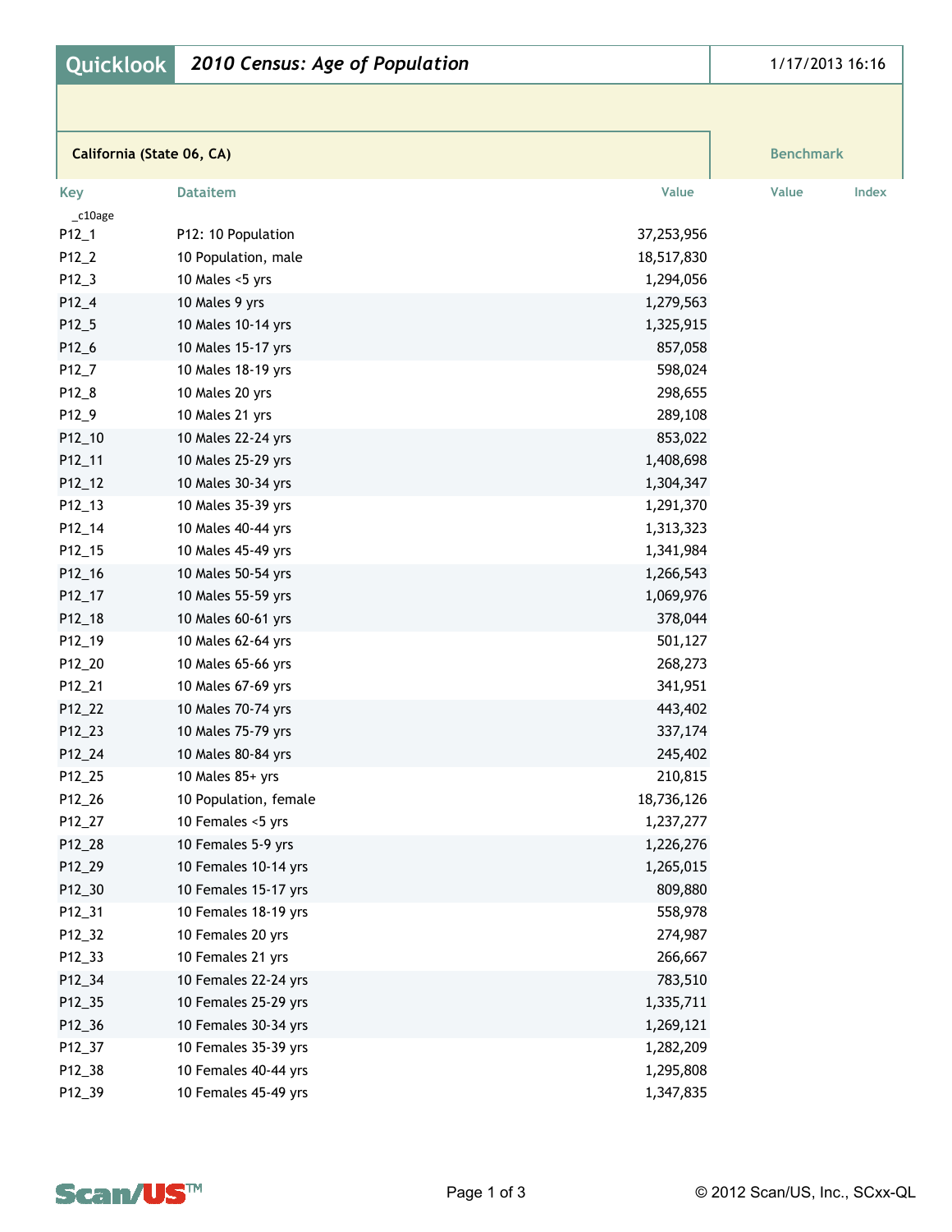# Quicklook | 2010 Census: Age of Population

1/17/2013 16:16

**California (State 06, CA)**

| Key | Dataitem | Value | Benchmark Value | Index |
|---|---|---|---|---|
| _c10age | | | | |
| P12_1 | P12: 10 Population | 37,253,956 | | |
| P12_2 | 10 Population, male | 18,517,830 | | |
| P12_3 | 10 Males <5 yrs | 1,294,056 | | |
| P12_4 | 10 Males 9 yrs | 1,279,563 | | |
| P12_5 | 10 Males 10-14 yrs | 1,325,915 | | |
| P12_6 | 10 Males 15-17 yrs | 857,058 | | |
| P12_7 | 10 Males 18-19 yrs | 598,024 | | |
| P12_8 | 10 Males 20 yrs | 298,655 | | |
| P12_9 | 10 Males 21 yrs | 289,108 | | |
| P12_10 | 10 Males 22-24 yrs | 853,022 | | |
| P12_11 | 10 Males 25-29 yrs | 1,408,698 | | |
| P12_12 | 10 Males 30-34 yrs | 1,304,347 | | |
| P12_13 | 10 Males 35-39 yrs | 1,291,370 | | |
| P12_14 | 10 Males 40-44 yrs | 1,313,323 | | |
| P12_15 | 10 Males 45-49 yrs | 1,341,984 | | |
| P12_16 | 10 Males 50-54 yrs | 1,266,543 | | |
| P12_17 | 10 Males 55-59 yrs | 1,069,976 | | |
| P12_18 | 10 Males 60-61 yrs | 378,044 | | |
| P12_19 | 10 Males 62-64 yrs | 501,127 | | |
| P12_20 | 10 Males 65-66 yrs | 268,273 | | |
| P12_21 | 10 Males 67-69 yrs | 341,951 | | |
| P12_22 | 10 Males 70-74 yrs | 443,402 | | |
| P12_23 | 10 Males 75-79 yrs | 337,174 | | |
| P12_24 | 10 Males 80-84 yrs | 245,402 | | |
| P12_25 | 10 Males 85+ yrs | 210,815 | | |
| P12_26 | 10 Population, female | 18,736,126 | | |
| P12_27 | 10 Females <5 yrs | 1,237,277 | | |
| P12_28 | 10 Females 5-9 yrs | 1,226,276 | | |
| P12_29 | 10 Females 10-14 yrs | 1,265,015 | | |
| P12_30 | 10 Females 15-17 yrs | 809,880 | | |
| P12_31 | 10 Females 18-19 yrs | 558,978 | | |
| P12_32 | 10 Females 20 yrs | 274,987 | | |
| P12_33 | 10 Females 21 yrs | 266,667 | | |
| P12_34 | 10 Females 22-24 yrs | 783,510 | | |
| P12_35 | 10 Females 25-29 yrs | 1,335,711 | | |
| P12_36 | 10 Females 30-34 yrs | 1,269,121 | | |
| P12_37 | 10 Females 35-39 yrs | 1,282,209 | | |
| P12_38 | 10 Females 40-44 yrs | 1,295,808 | | |
| P12_39 | 10 Females 45-49 yrs | 1,347,835 | | |

Scan/US™

© 2012 Scan/US, Inc., SCxx-QL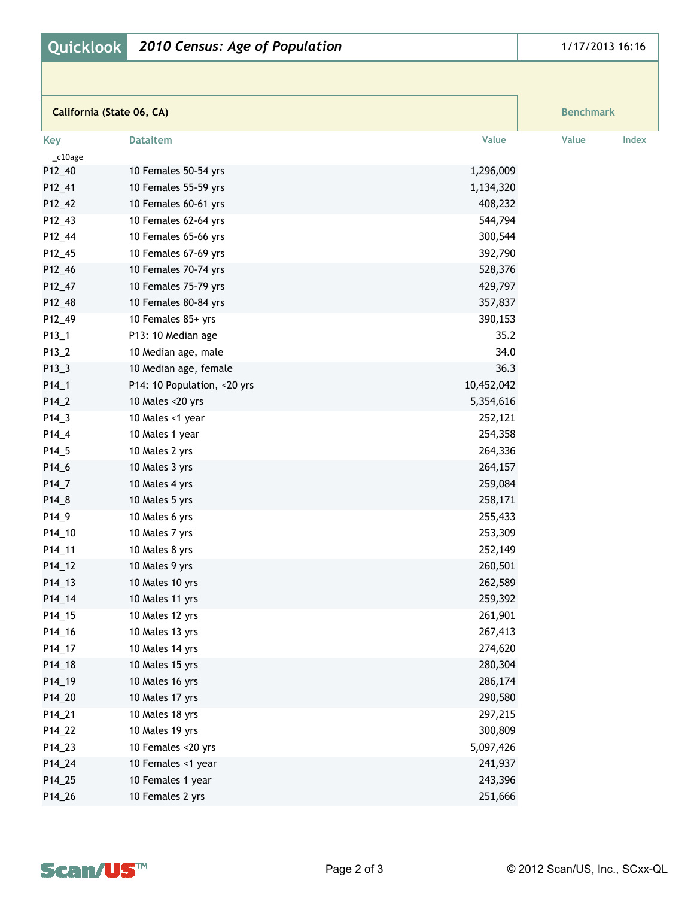| Quicklook | 2010 Census: Age of Population | 1/17/2013 16:16 |
|---|---|---|

**California (State 06, CA)** | **Benchmark**

| Key | Dataitem | Value | Benchmark Value | Index |
|---|---|---|---|---|
| _c10age | | | | |
| P12_40 | 10 Females 50-54 yrs | 1,296,009 | | |
| P12_41 | 10 Females 55-59 yrs | 1,134,320 | | |
| P12_42 | 10 Females 60-61 yrs | 408,232 | | |
| P12_43 | 10 Females 62-64 yrs | 544,794 | | |
| P12_44 | 10 Females 65-66 yrs | 300,544 | | |
| P12_45 | 10 Females 67-69 yrs | 392,790 | | |
| P12_46 | 10 Females 70-74 yrs | 528,376 | | |
| P12_47 | 10 Females 75-79 yrs | 429,797 | | |
| P12_48 | 10 Females 80-84 yrs | 357,837 | | |
| P12_49 | 10 Females 85+ yrs | 390,153 | | |
| P13_1 | P13: 10 Median age | 35.2 | | |
| P13_2 | 10 Median age, male | 34.0 | | |
| P13_3 | 10 Median age, female | 36.3 | | |
| P14_1 | P14: 10 Population, <20 yrs | 10,452,042 | | |
| P14_2 | 10 Males <20 yrs | 5,354,616 | | |
| P14_3 | 10 Males <1 year | 252,121 | | |
| P14_4 | 10 Males 1 year | 254,358 | | |
| P14_5 | 10 Males 2 yrs | 264,336 | | |
| P14_6 | 10 Males 3 yrs | 264,157 | | |
| P14_7 | 10 Males 4 yrs | 259,084 | | |
| P14_8 | 10 Males 5 yrs | 258,171 | | |
| P14_9 | 10 Males 6 yrs | 255,433 | | |
| P14_10 | 10 Males 7 yrs | 253,309 | | |
| P14_11 | 10 Males 8 yrs | 252,149 | | |
| P14_12 | 10 Males 9 yrs | 260,501 | | |
| P14_13 | 10 Males 10 yrs | 262,589 | | |
| P14_14 | 10 Males 11 yrs | 259,392 | | |
| P14_15 | 10 Males 12 yrs | 261,901 | | |
| P14_16 | 10 Males 13 yrs | 267,413 | | |
| P14_17 | 10 Males 14 yrs | 274,620 | | |
| P14_18 | 10 Males 15 yrs | 280,304 | | |
| P14_19 | 10 Males 16 yrs | 286,174 | | |
| P14_20 | 10 Males 17 yrs | 290,580 | | |
| P14_21 | 10 Males 18 yrs | 297,215 | | |
| P14_22 | 10 Males 19 yrs | 300,809 | | |
| P14_23 | 10 Females <20 yrs | 5,097,426 | | |
| P14_24 | 10 Females <1 year | 241,937 | | |
| P14_25 | 10 Females 1 year | 243,396 | | |
| P14_26 | 10 Females 2 yrs | 251,666 | | |

© 2012 Scan/US, Inc., SCxx-QL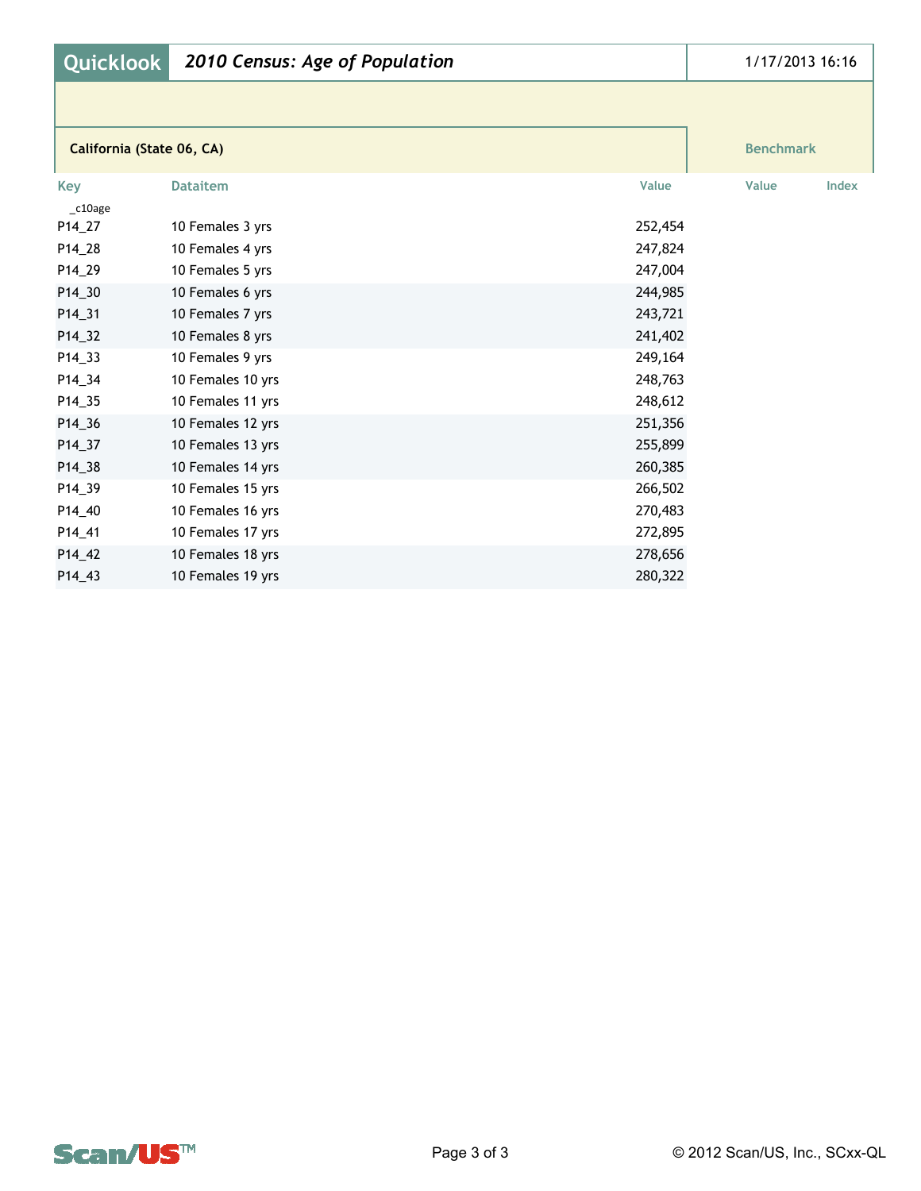# Quicklook | 2010 Census: Age of Population

1/17/2013 16:16

**California (State 06, CA)**

| Key | Dataitem | Value | Benchmark Value | Benchmark Index |
|---|---|---|---|---|
| _c10age | | | | |
| P14_27 | 10 Females 3 yrs | 252,454 | | |
| P14_28 | 10 Females 4 yrs | 247,824 | | |
| P14_29 | 10 Females 5 yrs | 247,004 | | |
| P14_30 | 10 Females 6 yrs | 244,985 | | |
| P14_31 | 10 Females 7 yrs | 243,721 | | |
| P14_32 | 10 Females 8 yrs | 241,402 | | |
| P14_33 | 10 Females 9 yrs | 249,164 | | |
| P14_34 | 10 Females 10 yrs | 248,763 | | |
| P14_35 | 10 Females 11 yrs | 248,612 | | |
| P14_36 | 10 Females 12 yrs | 251,356 | | |
| P14_37 | 10 Females 13 yrs | 255,899 | | |
| P14_38 | 10 Females 14 yrs | 260,385 | | |
| P14_39 | 10 Females 15 yrs | 266,502 | | |
| P14_40 | 10 Females 16 yrs | 270,483 | | |
| P14_41 | 10 Females 17 yrs | 272,895 | | |
| P14_42 | 10 Females 18 yrs | 278,656 | | |
| P14_43 | 10 Females 19 yrs | 280,322 | | |

© 2012 Scan/US, Inc., SCxx-QL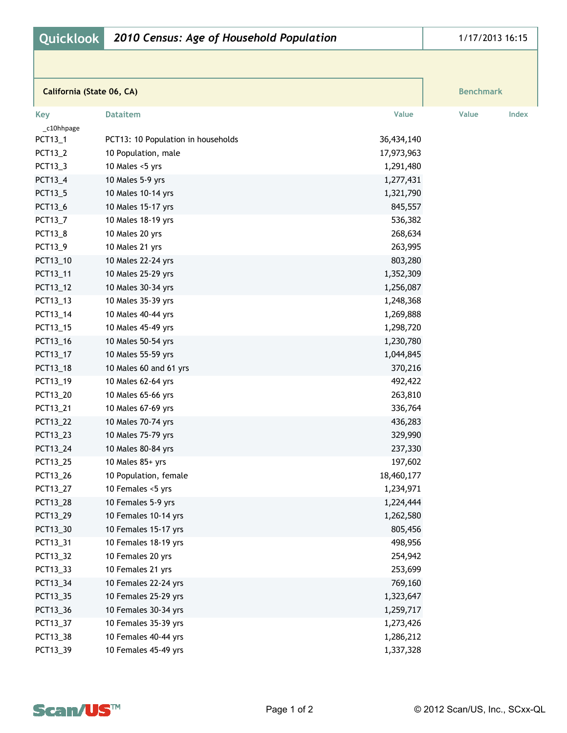# Quicklook — *2010 Census: Age of Household Population*

1/17/2013 16:15

**California (State 06, CA)**

| Key | Dataitem | Value | Benchmark Value | Index |
|---|---|---|---|---|
| _c10hhpage | | | | |
| PCT13_1 | PCT13: 10 Population in households | 36,434,140 | | |
| PCT13_2 | 10 Population, male | 17,973,963 | | |
| PCT13_3 | 10 Males <5 yrs | 1,291,480 | | |
| PCT13_4 | 10 Males 5-9 yrs | 1,277,431 | | |
| PCT13_5 | 10 Males 10-14 yrs | 1,321,790 | | |
| PCT13_6 | 10 Males 15-17 yrs | 845,557 | | |
| PCT13_7 | 10 Males 18-19 yrs | 536,382 | | |
| PCT13_8 | 10 Males 20 yrs | 268,634 | | |
| PCT13_9 | 10 Males 21 yrs | 263,995 | | |
| PCT13_10 | 10 Males 22-24 yrs | 803,280 | | |
| PCT13_11 | 10 Males 25-29 yrs | 1,352,309 | | |
| PCT13_12 | 10 Males 30-34 yrs | 1,256,087 | | |
| PCT13_13 | 10 Males 35-39 yrs | 1,248,368 | | |
| PCT13_14 | 10 Males 40-44 yrs | 1,269,888 | | |
| PCT13_15 | 10 Males 45-49 yrs | 1,298,720 | | |
| PCT13_16 | 10 Males 50-54 yrs | 1,230,780 | | |
| PCT13_17 | 10 Males 55-59 yrs | 1,044,845 | | |
| PCT13_18 | 10 Males 60 and 61 yrs | 370,216 | | |
| PCT13_19 | 10 Males 62-64 yrs | 492,422 | | |
| PCT13_20 | 10 Males 65-66 yrs | 263,810 | | |
| PCT13_21 | 10 Males 67-69 yrs | 336,764 | | |
| PCT13_22 | 10 Males 70-74 yrs | 436,283 | | |
| PCT13_23 | 10 Males 75-79 yrs | 329,990 | | |
| PCT13_24 | 10 Males 80-84 yrs | 237,330 | | |
| PCT13_25 | 10 Males 85+ yrs | 197,602 | | |
| PCT13_26 | 10 Population, female | 18,460,177 | | |
| PCT13_27 | 10 Females <5 yrs | 1,234,971 | | |
| PCT13_28 | 10 Females 5-9 yrs | 1,224,444 | | |
| PCT13_29 | 10 Females 10-14 yrs | 1,262,580 | | |
| PCT13_30 | 10 Females 15-17 yrs | 805,456 | | |
| PCT13_31 | 10 Females 18-19 yrs | 498,956 | | |
| PCT13_32 | 10 Females 20 yrs | 254,942 | | |
| PCT13_33 | 10 Females 21 yrs | 253,699 | | |
| PCT13_34 | 10 Females 22-24 yrs | 769,160 | | |
| PCT13_35 | 10 Females 25-29 yrs | 1,323,647 | | |
| PCT13_36 | 10 Females 30-34 yrs | 1,259,717 | | |
| PCT13_37 | 10 Females 35-39 yrs | 1,273,426 | | |
| PCT13_38 | 10 Females 40-44 yrs | 1,286,212 | | |
| PCT13_39 | 10 Females 45-49 yrs | 1,337,328 | | |

© 2012 Scan/US, Inc., SCxx-QL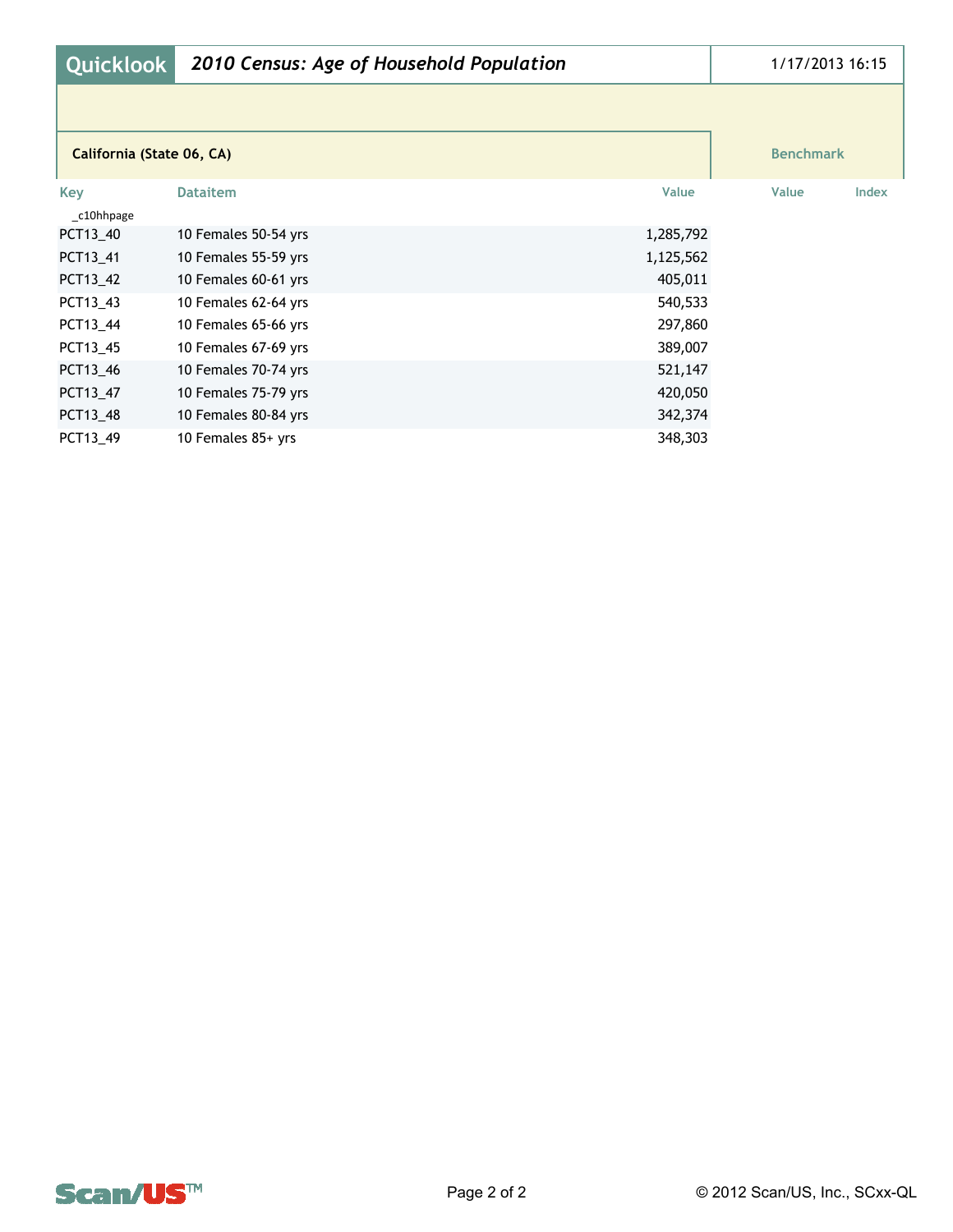# Quicklook — *2010 Census: Age of Household Population*

1/17/2013 16:15

**California (State 06, CA)**

| Key | Dataitem | Value | Benchmark Value | Index |
|---|---|---|---|---|
| _c10hhpage | | | | |
| PCT13_40 | 10 Females 50-54 yrs | 1,285,792 | | |
| PCT13_41 | 10 Females 55-59 yrs | 1,125,562 | | |
| PCT13_42 | 10 Females 60-61 yrs | 405,011 | | |
| PCT13_43 | 10 Females 62-64 yrs | 540,533 | | |
| PCT13_44 | 10 Females 65-66 yrs | 297,860 | | |
| PCT13_45 | 10 Females 67-69 yrs | 389,007 | | |
| PCT13_46 | 10 Females 70-74 yrs | 521,147 | | |
| PCT13_47 | 10 Females 75-79 yrs | 420,050 | | |
| PCT13_48 | 10 Females 80-84 yrs | 342,374 | | |
| PCT13_49 | 10 Females 85+ yrs | 348,303 | | |

© 2012 Scan/US, Inc., SCxx-QL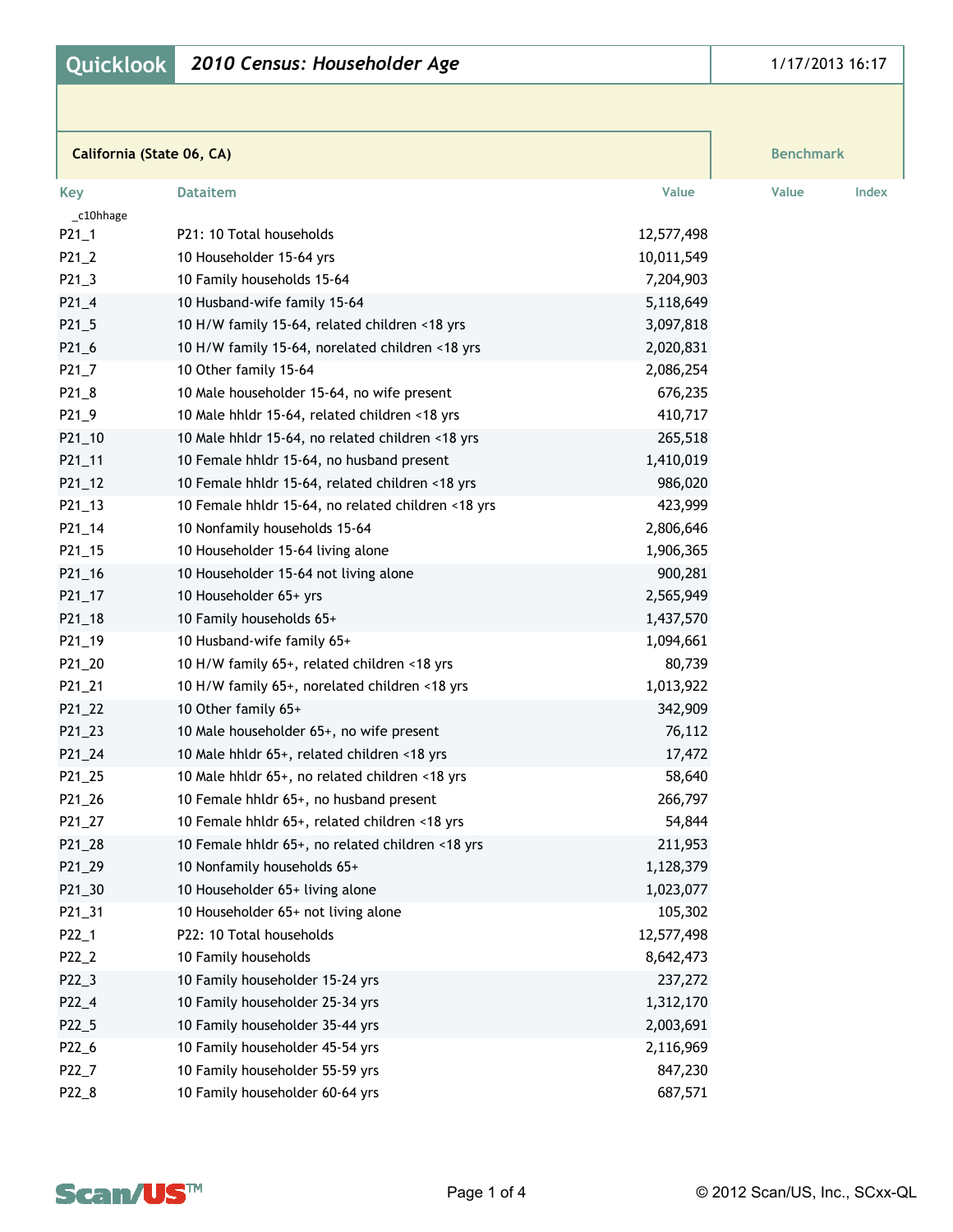# Quicklook — *2010 Census: Householder Age*

1/17/2013 16:17

**California (State 06, CA)**

| Key | Dataitem | Value | Benchmark Value | Index |
|---|---|---|---|---|
| _c10hhage | | | | |
| P21_1 | P21: 10 Total households | 12,577,498 | | |
| P21_2 | 10 Householder 15-64 yrs | 10,011,549 | | |
| P21_3 | 10 Family households 15-64 | 7,204,903 | | |
| P21_4 | 10 Husband-wife family 15-64 | 5,118,649 | | |
| P21_5 | 10 H/W family 15-64, related children <18 yrs | 3,097,818 | | |
| P21_6 | 10 H/W family 15-64, norelated children <18 yrs | 2,020,831 | | |
| P21_7 | 10 Other family 15-64 | 2,086,254 | | |
| P21_8 | 10 Male householder 15-64, no wife present | 676,235 | | |
| P21_9 | 10 Male hhldr 15-64, related children <18 yrs | 410,717 | | |
| P21_10 | 10 Male hhldr 15-64, no related children <18 yrs | 265,518 | | |
| P21_11 | 10 Female hhldr 15-64, no husband present | 1,410,019 | | |
| P21_12 | 10 Female hhldr 15-64, related children <18 yrs | 986,020 | | |
| P21_13 | 10 Female hhldr 15-64, no related children <18 yrs | 423,999 | | |
| P21_14 | 10 Nonfamily households 15-64 | 2,806,646 | | |
| P21_15 | 10 Householder 15-64 living alone | 1,906,365 | | |
| P21_16 | 10 Householder 15-64 not living alone | 900,281 | | |
| P21_17 | 10 Householder 65+ yrs | 2,565,949 | | |
| P21_18 | 10 Family households 65+ | 1,437,570 | | |
| P21_19 | 10 Husband-wife family 65+ | 1,094,661 | | |
| P21_20 | 10 H/W family 65+, related children <18 yrs | 80,739 | | |
| P21_21 | 10 H/W family 65+, norelated children <18 yrs | 1,013,922 | | |
| P21_22 | 10 Other family 65+ | 342,909 | | |
| P21_23 | 10 Male householder 65+, no wife present | 76,112 | | |
| P21_24 | 10 Male hhldr 65+, related children <18 yrs | 17,472 | | |
| P21_25 | 10 Male hhldr 65+, no related children <18 yrs | 58,640 | | |
| P21_26 | 10 Female hhldr 65+, no husband present | 266,797 | | |
| P21_27 | 10 Female hhldr 65+, related children <18 yrs | 54,844 | | |
| P21_28 | 10 Female hhldr 65+, no related children <18 yrs | 211,953 | | |
| P21_29 | 10 Nonfamily households 65+ | 1,128,379 | | |
| P21_30 | 10 Householder 65+ living alone | 1,023,077 | | |
| P21_31 | 10 Householder 65+ not living alone | 105,302 | | |
| P22_1 | P22: 10 Total households | 12,577,498 | | |
| P22_2 | 10 Family households | 8,642,473 | | |
| P22_3 | 10 Family householder 15-24 yrs | 237,272 | | |
| P22_4 | 10 Family householder 25-34 yrs | 1,312,170 | | |
| P22_5 | 10 Family householder 35-44 yrs | 2,003,691 | | |
| P22_6 | 10 Family householder 45-54 yrs | 2,116,969 | | |
| P22_7 | 10 Family householder 55-59 yrs | 847,230 | | |
| P22_8 | 10 Family householder 60-64 yrs | 687,571 | | |

© 2012 Scan/US, Inc., SCxx-QL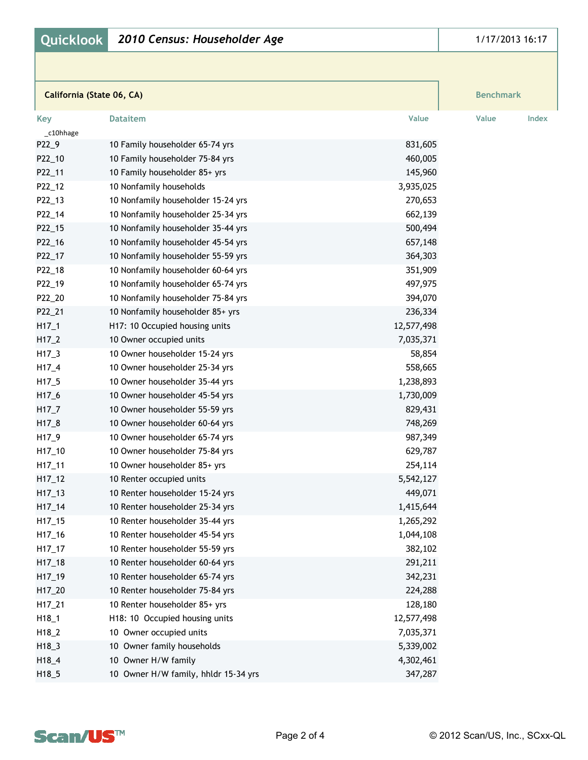## Quicklook — *2010 Census: Householder Age*

1/17/2013 16:17

**California (State 06, CA)**

| Key | Dataitem | Value | Benchmark Value | Index |
|---|---|---|---|---|
| _c10hhage | | | | |
| P22_9 | 10 Family householder 65-74 yrs | 831,605 | | |
| P22_10 | 10 Family householder 75-84 yrs | 460,005 | | |
| P22_11 | 10 Family householder 85+ yrs | 145,960 | | |
| P22_12 | 10 Nonfamily households | 3,935,025 | | |
| P22_13 | 10 Nonfamily householder 15-24 yrs | 270,653 | | |
| P22_14 | 10 Nonfamily householder 25-34 yrs | 662,139 | | |
| P22_15 | 10 Nonfamily householder 35-44 yrs | 500,494 | | |
| P22_16 | 10 Nonfamily householder 45-54 yrs | 657,148 | | |
| P22_17 | 10 Nonfamily householder 55-59 yrs | 364,303 | | |
| P22_18 | 10 Nonfamily householder 60-64 yrs | 351,909 | | |
| P22_19 | 10 Nonfamily householder 65-74 yrs | 497,975 | | |
| P22_20 | 10 Nonfamily householder 75-84 yrs | 394,070 | | |
| P22_21 | 10 Nonfamily householder 85+ yrs | 236,334 | | |
| H17_1 | H17: 10 Occupied housing units | 12,577,498 | | |
| H17_2 | 10 Owner occupied units | 7,035,371 | | |
| H17_3 | 10 Owner householder 15-24 yrs | 58,854 | | |
| H17_4 | 10 Owner householder 25-34 yrs | 558,665 | | |
| H17_5 | 10 Owner householder 35-44 yrs | 1,238,893 | | |
| H17_6 | 10 Owner householder 45-54 yrs | 1,730,009 | | |
| H17_7 | 10 Owner householder 55-59 yrs | 829,431 | | |
| H17_8 | 10 Owner householder 60-64 yrs | 748,269 | | |
| H17_9 | 10 Owner householder 65-74 yrs | 987,349 | | |
| H17_10 | 10 Owner householder 75-84 yrs | 629,787 | | |
| H17_11 | 10 Owner householder 85+ yrs | 254,114 | | |
| H17_12 | 10 Renter occupied units | 5,542,127 | | |
| H17_13 | 10 Renter householder 15-24 yrs | 449,071 | | |
| H17_14 | 10 Renter householder 25-34 yrs | 1,415,644 | | |
| H17_15 | 10 Renter householder 35-44 yrs | 1,265,292 | | |
| H17_16 | 10 Renter householder 45-54 yrs | 1,044,108 | | |
| H17_17 | 10 Renter householder 55-59 yrs | 382,102 | | |
| H17_18 | 10 Renter householder 60-64 yrs | 291,211 | | |
| H17_19 | 10 Renter householder 65-74 yrs | 342,231 | | |
| H17_20 | 10 Renter householder 75-84 yrs | 224,288 | | |
| H17_21 | 10 Renter householder 85+ yrs | 128,180 | | |
| H18_1 | H18: 10 Occupied housing units | 12,577,498 | | |
| H18_2 | 10 Owner occupied units | 7,035,371 | | |
| H18_3 | 10 Owner family households | 5,339,002 | | |
| H18_4 | 10 Owner H/W family | 4,302,461 | | |
| H18_5 | 10 Owner H/W family, hhldr 15-34 yrs | 347,287 | | |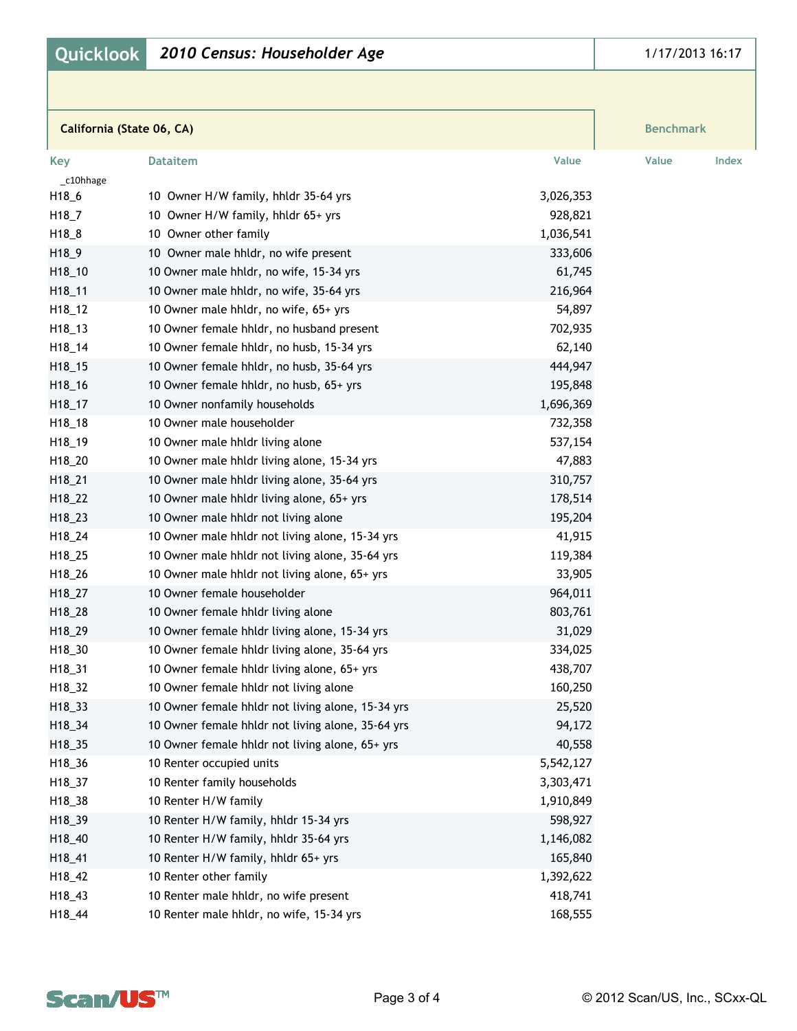# Quicklook — *2010 Census: Householder Age*

1/17/2013 16:17

**California (State 06, CA)**

| Key | Dataitem | Value | Benchmark Value | Index |
|---|---|---|---|---|
| _c10hhage | | | | |
| H18_6 | 10 Owner H/W family, hhldr 35-64 yrs | 3,026,353 | | |
| H18_7 | 10 Owner H/W family, hhldr 65+ yrs | 928,821 | | |
| H18_8 | 10 Owner other family | 1,036,541 | | |
| H18_9 | 10 Owner male hhldr, no wife present | 333,606 | | |
| H18_10 | 10 Owner male hhldr, no wife, 15-34 yrs | 61,745 | | |
| H18_11 | 10 Owner male hhldr, no wife, 35-64 yrs | 216,964 | | |
| H18_12 | 10 Owner male hhldr, no wife, 65+ yrs | 54,897 | | |
| H18_13 | 10 Owner female hhldr, no husband present | 702,935 | | |
| H18_14 | 10 Owner female hhldr, no husb, 15-34 yrs | 62,140 | | |
| H18_15 | 10 Owner female hhldr, no husb, 35-64 yrs | 444,947 | | |
| H18_16 | 10 Owner female hhldr, no husb, 65+ yrs | 195,848 | | |
| H18_17 | 10 Owner nonfamily households | 1,696,369 | | |
| H18_18 | 10 Owner male householder | 732,358 | | |
| H18_19 | 10 Owner male hhldr living alone | 537,154 | | |
| H18_20 | 10 Owner male hhldr living alone, 15-34 yrs | 47,883 | | |
| H18_21 | 10 Owner male hhldr living alone, 35-64 yrs | 310,757 | | |
| H18_22 | 10 Owner male hhldr living alone, 65+ yrs | 178,514 | | |
| H18_23 | 10 Owner male hhldr not living alone | 195,204 | | |
| H18_24 | 10 Owner male hhldr not living alone, 15-34 yrs | 41,915 | | |
| H18_25 | 10 Owner male hhldr not living alone, 35-64 yrs | 119,384 | | |
| H18_26 | 10 Owner male hhldr not living alone, 65+ yrs | 33,905 | | |
| H18_27 | 10 Owner female householder | 964,011 | | |
| H18_28 | 10 Owner female hhldr living alone | 803,761 | | |
| H18_29 | 10 Owner female hhldr living alone, 15-34 yrs | 31,029 | | |
| H18_30 | 10 Owner female hhldr living alone, 35-64 yrs | 334,025 | | |
| H18_31 | 10 Owner female hhldr living alone, 65+ yrs | 438,707 | | |
| H18_32 | 10 Owner female hhldr not living alone | 160,250 | | |
| H18_33 | 10 Owner female hhldr not living alone, 15-34 yrs | 25,520 | | |
| H18_34 | 10 Owner female hhldr not living alone, 35-64 yrs | 94,172 | | |
| H18_35 | 10 Owner female hhldr not living alone, 65+ yrs | 40,558 | | |
| H18_36 | 10 Renter occupied units | 5,542,127 | | |
| H18_37 | 10 Renter family households | 3,303,471 | | |
| H18_38 | 10 Renter H/W family | 1,910,849 | | |
| H18_39 | 10 Renter H/W family, hhldr 15-34 yrs | 598,927 | | |
| H18_40 | 10 Renter H/W family, hhldr 35-64 yrs | 1,146,082 | | |
| H18_41 | 10 Renter H/W family, hhldr 65+ yrs | 165,840 | | |
| H18_42 | 10 Renter other family | 1,392,622 | | |
| H18_43 | 10 Renter male hhldr, no wife present | 418,741 | | |
| H18_44 | 10 Renter male hhldr, no wife, 15-34 yrs | 168,555 | | |

© 2012 Scan/US, Inc., SCxx-QL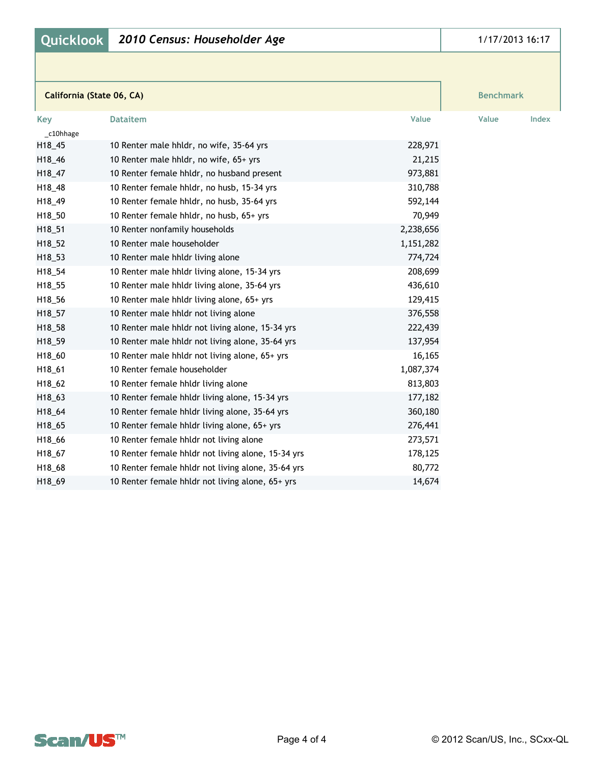# Quicklook — *2010 Census: Householder Age*

1/17/2013 16:17

**California (State 06, CA)**

| Key | Dataitem | Value | Benchmark Value | Benchmark Index |
|---|---|---|---|---|
| _c10hhage | | | | |
| H18_45 | 10 Renter male hhldr, no wife, 35-64 yrs | 228,971 | | |
| H18_46 | 10 Renter male hhldr, no wife, 65+ yrs | 21,215 | | |
| H18_47 | 10 Renter female hhldr, no husband present | 973,881 | | |
| H18_48 | 10 Renter female hhldr, no husb, 15-34 yrs | 310,788 | | |
| H18_49 | 10 Renter female hhldr, no husb, 35-64 yrs | 592,144 | | |
| H18_50 | 10 Renter female hhldr, no husb, 65+ yrs | 70,949 | | |
| H18_51 | 10 Renter nonfamily households | 2,238,656 | | |
| H18_52 | 10 Renter male householder | 1,151,282 | | |
| H18_53 | 10 Renter male hhldr living alone | 774,724 | | |
| H18_54 | 10 Renter male hhldr living alone, 15-34 yrs | 208,699 | | |
| H18_55 | 10 Renter male hhldr living alone, 35-64 yrs | 436,610 | | |
| H18_56 | 10 Renter male hhldr living alone, 65+ yrs | 129,415 | | |
| H18_57 | 10 Renter male hhldr not living alone | 376,558 | | |
| H18_58 | 10 Renter male hhldr not living alone, 15-34 yrs | 222,439 | | |
| H18_59 | 10 Renter male hhldr not living alone, 35-64 yrs | 137,954 | | |
| H18_60 | 10 Renter male hhldr not living alone, 65+ yrs | 16,165 | | |
| H18_61 | 10 Renter female householder | 1,087,374 | | |
| H18_62 | 10 Renter female hhldr living alone | 813,803 | | |
| H18_63 | 10 Renter female hhldr living alone, 15-34 yrs | 177,182 | | |
| H18_64 | 10 Renter female hhldr living alone, 35-64 yrs | 360,180 | | |
| H18_65 | 10 Renter female hhldr living alone, 65+ yrs | 276,441 | | |
| H18_66 | 10 Renter female hhldr not living alone | 273,571 | | |
| H18_67 | 10 Renter female hhldr not living alone, 15-34 yrs | 178,125 | | |
| H18_68 | 10 Renter female hhldr not living alone, 35-64 yrs | 80,772 | | |
| H18_69 | 10 Renter female hhldr not living alone, 65+ yrs | 14,674 | | |

© 2012 Scan/US, Inc., SCxx-QL